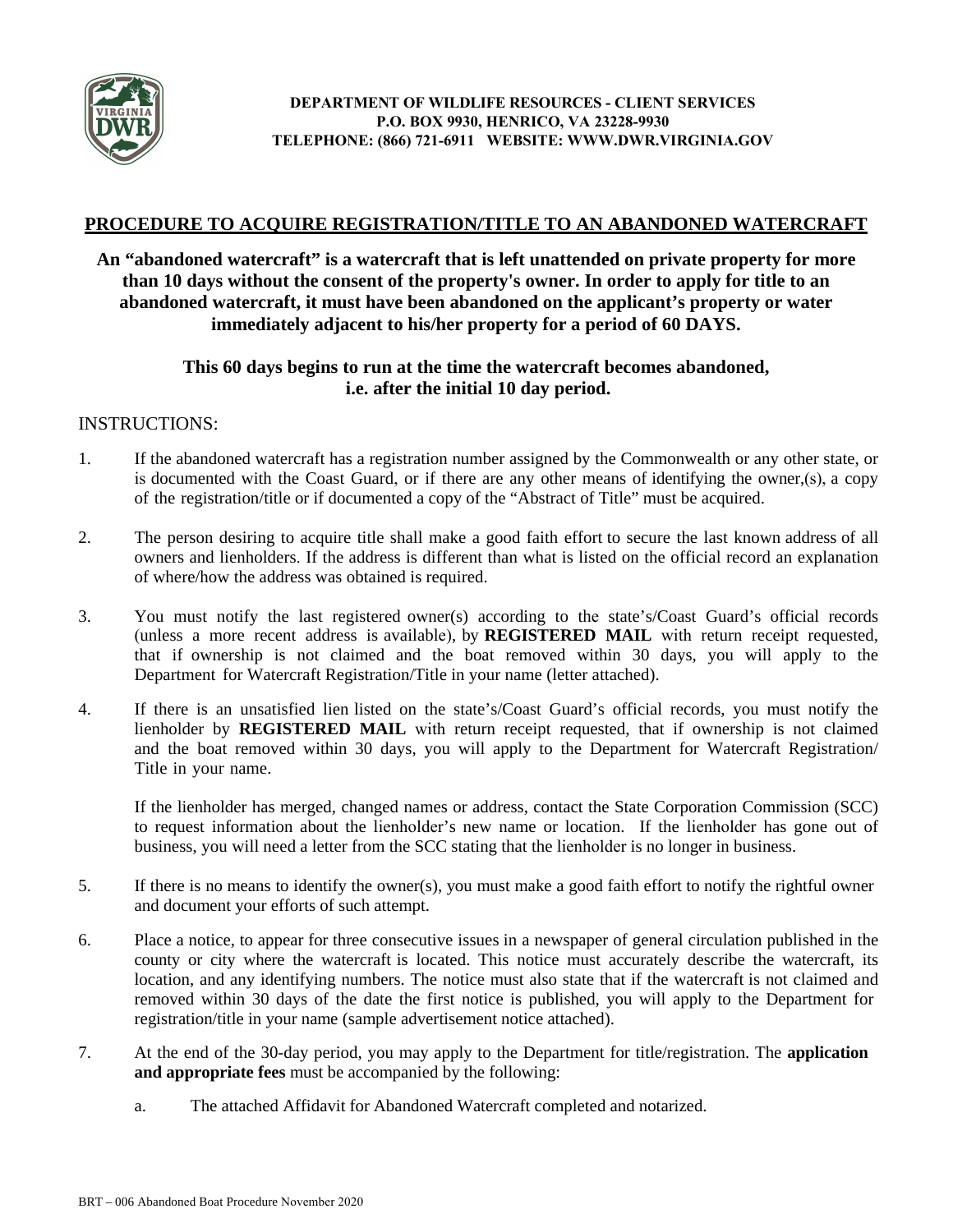**DEPARTMENT OF WILDLIFE RESOURCES - CLIENT SERVICES**
**P.O. BOX 9930, HENRICO, VA 23228-9930**
**TELEPHONE: (866) 721-6911 WEBSITE: WWW.DWR.VIRGINIA.GOV**

## PROCEDURE TO ACQUIRE REGISTRATION/TITLE TO AN ABANDONED WATERCRAFT

**An "abandoned watercraft" is a watercraft that is left unattended on private property for more than 10 days without the consent of the property's owner. In order to apply for title to an abandoned watercraft, it must have been abandoned on the applicant's property or water immediately adjacent to his/her property for a period of 60 DAYS.**

**This 60 days begins to run at the time the watercraft becomes abandoned, i.e. after the initial 10 day period.**

INSTRUCTIONS:

1. If the abandoned watercraft has a registration number assigned by the Commonwealth or any other state, or is documented with the Coast Guard, or if there are any other means of identifying the owner,(s), a copy of the registration/title or if documented a copy of the "Abstract of Title" must be acquired.

2. The person desiring to acquire title shall make a good faith effort to secure the last known address of all owners and lienholders. If the address is different than what is listed on the official record an explanation of where/how the address was obtained is required.

3. You must notify the last registered owner(s) according to the state's/Coast Guard's official records (unless a more recent address is available), by **REGISTERED MAIL** with return receipt requested, that if ownership is not claimed and the boat removed within 30 days, you will apply to the Department for Watercraft Registration/Title in your name (letter attached).

4. If there is an unsatisfied lien listed on the state's/Coast Guard's official records, you must notify the lienholder by **REGISTERED MAIL** with return receipt requested, that if ownership is not claimed and the boat removed within 30 days, you will apply to the Department for Watercraft Registration/ Title in your name.

   If the lienholder has merged, changed names or address, contact the State Corporation Commission (SCC) to request information about the lienholder's new name or location. If the lienholder has gone out of business, you will need a letter from the SCC stating that the lienholder is no longer in business.

5. If there is no means to identify the owner(s), you must make a good faith effort to notify the rightful owner and document your efforts of such attempt.

6. Place a notice, to appear for three consecutive issues in a newspaper of general circulation published in the county or city where the watercraft is located. This notice must accurately describe the watercraft, its location, and any identifying numbers. The notice must also state that if the watercraft is not claimed and removed within 30 days of the date the first notice is published, you will apply to the Department for registration/title in your name (sample advertisement notice attached).

7. At the end of the 30-day period, you may apply to the Department for title/registration. The **application and appropriate fees** must be accompanied by the following:

   a. The attached Affidavit for Abandoned Watercraft completed and notarized.

BRT – 006 Abandoned Boat Procedure November 2020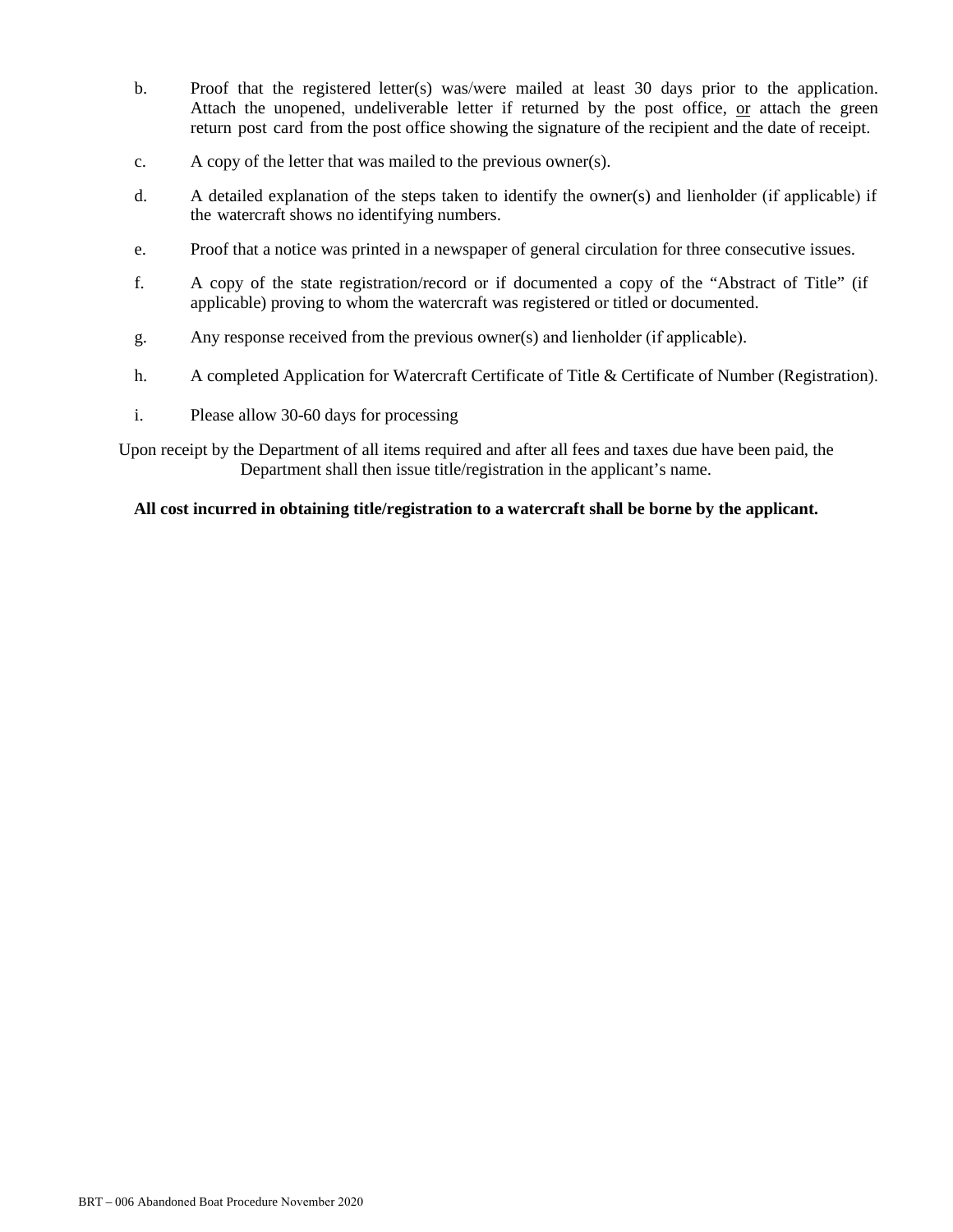b. Proof that the registered letter(s) was/were mailed at least 30 days prior to the application. Attach the unopened, undeliverable letter if returned by the post office, or attach the green return post card from the post office showing the signature of the recipient and the date of receipt.

c. A copy of the letter that was mailed to the previous owner(s).

d. A detailed explanation of the steps taken to identify the owner(s) and lienholder (if applicable) if the watercraft shows no identifying numbers.

e. Proof that a notice was printed in a newspaper of general circulation for three consecutive issues.

f. A copy of the state registration/record or if documented a copy of the "Abstract of Title" (if applicable) proving to whom the watercraft was registered or titled or documented.

g. Any response received from the previous owner(s) and lienholder (if applicable).

h. A completed Application for Watercraft Certificate of Title & Certificate of Number (Registration).

i. Please allow 30-60 days for processing

Upon receipt by the Department of all items required and after all fees and taxes due have been paid, the Department shall then issue title/registration in the applicant's name.

**All cost incurred in obtaining title/registration to a watercraft shall be borne by the applicant.**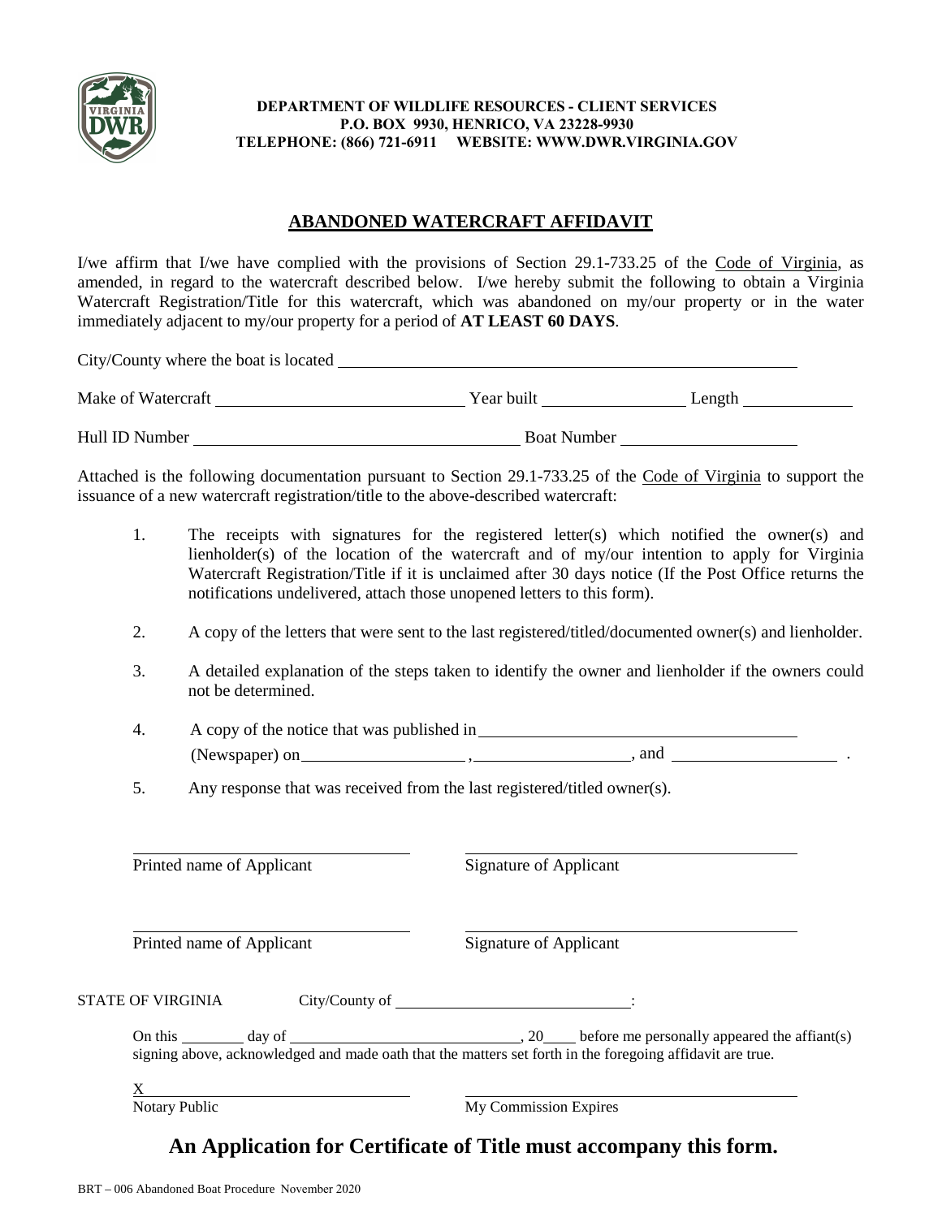**DEPARTMENT OF WILDLIFE RESOURCES - CLIENT SERVICES**
**P.O. BOX 9930, HENRICO, VA 23228-9930**
**TELEPHONE: (866) 721-6911 WEBSITE: WWW.DWR.VIRGINIA.GOV**

# ABANDONED WATERCRAFT AFFIDAVIT

I/we affirm that I/we have complied with the provisions of Section 29.1-733.25 of the Code of Virginia, as amended, in regard to the watercraft described below. I/we hereby submit the following to obtain a Virginia Watercraft Registration/Title for this watercraft, which was abandoned on my/our property or in the water immediately adjacent to my/our property for a period of **AT LEAST 60 DAYS**.

City/County where the boat is located ______________________________

Make of Watercraft ______________________ Year built ______________ Length ____________

Hull ID Number ______________________________ Boat Number ____________________

Attached is the following documentation pursuant to Section 29.1-733.25 of the Code of Virginia to support the issuance of a new watercraft registration/title to the above-described watercraft:

1. The receipts with signatures for the registered letter(s) which notified the owner(s) and lienholder(s) of the location of the watercraft and of my/our intention to apply for Virginia Watercraft Registration/Title if it is unclaimed after 30 days notice (If the Post Office returns the notifications undelivered, attach those unopened letters to this form).

2. A copy of the letters that were sent to the last registered/titled/documented owner(s) and lienholder.

3. A detailed explanation of the steps taken to identify the owner and lienholder if the owners could not be determined.

4. A copy of the notice that was published in ______________________________ (Newspaper) on ________________, ________________, and ________________ .

5. Any response that was received from the last registered/titled owner(s).

______________________________ ______________________________
Printed name of Applicant Signature of Applicant

______________________________ ______________________________
Printed name of Applicant Signature of Applicant

STATE OF VIRGINIA City/County of ________________________:

On this ________ day of ________________________, 20____ before me personally appeared the affiant(s) signing above, acknowledged and made oath that the matters set forth in the foregoing affidavit are true.

X______________________________ ______________________________
Notary Public My Commission Expires

## An Application for Certificate of Title must accompany this form.

BRT – 006 Abandoned Boat Procedure November 2020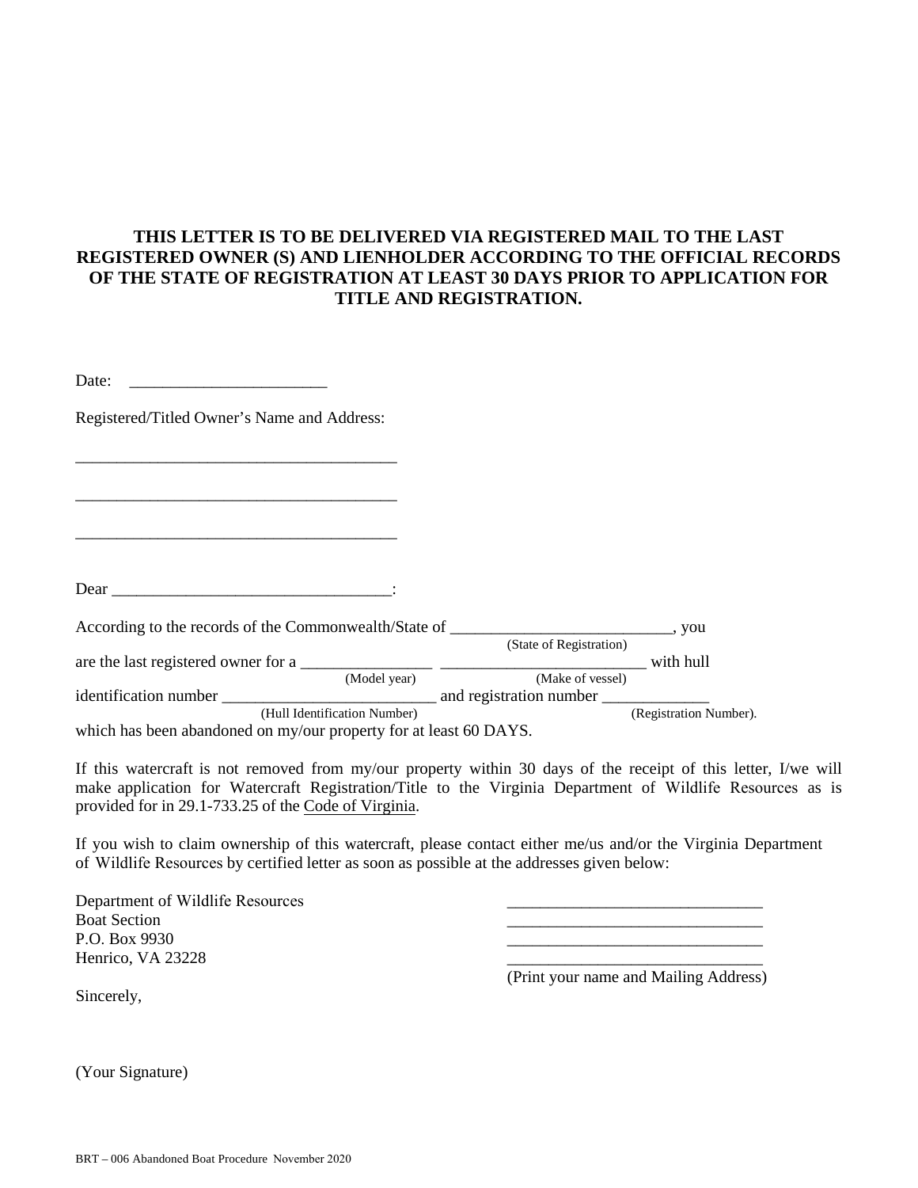**THIS LETTER IS TO BE DELIVERED VIA REGISTERED MAIL TO THE LAST REGISTERED OWNER (S) AND LIENHOLDER ACCORDING TO THE OFFICIAL RECORDS OF THE STATE OF REGISTRATION AT LEAST 30 DAYS PRIOR TO APPLICATION FOR TITLE AND REGISTRATION.**

Date: ________________________

Registered/Titled Owner's Name and Address:

_______________________________________

_______________________________________

_______________________________________

Dear _________________________________:

According to the records of the Commonwealth/State of ___________________________ (State of Registration), you are the last registered owner for a ________________ (Model year) ________________________ (Make of vessel) with hull identification number _________________________ (Hull Identification Number) and registration number _____________ (Registration Number). which has been abandoned on my/our property for at least 60 DAYS.

If this watercraft is not removed from my/our property within 30 days of the receipt of this letter, I/we will make application for Watercraft Registration/Title to the Virginia Department of Wildlife Resources as is provided for in 29.1-733.25 of the Code of Virginia.

If you wish to claim ownership of this watercraft, please contact either me/us and/or the Virginia Department of Wildlife Resources by certified letter as soon as possible at the addresses given below:

Department of Wildlife Resources
Boat Section
P.O. Box 9930
Henrico, VA 23228

_______________________________
_______________________________
_______________________________
_______________________________
(Print your name and Mailing Address)

Sincerely,

(Your Signature)

BRT – 006 Abandoned Boat Procedure November 2020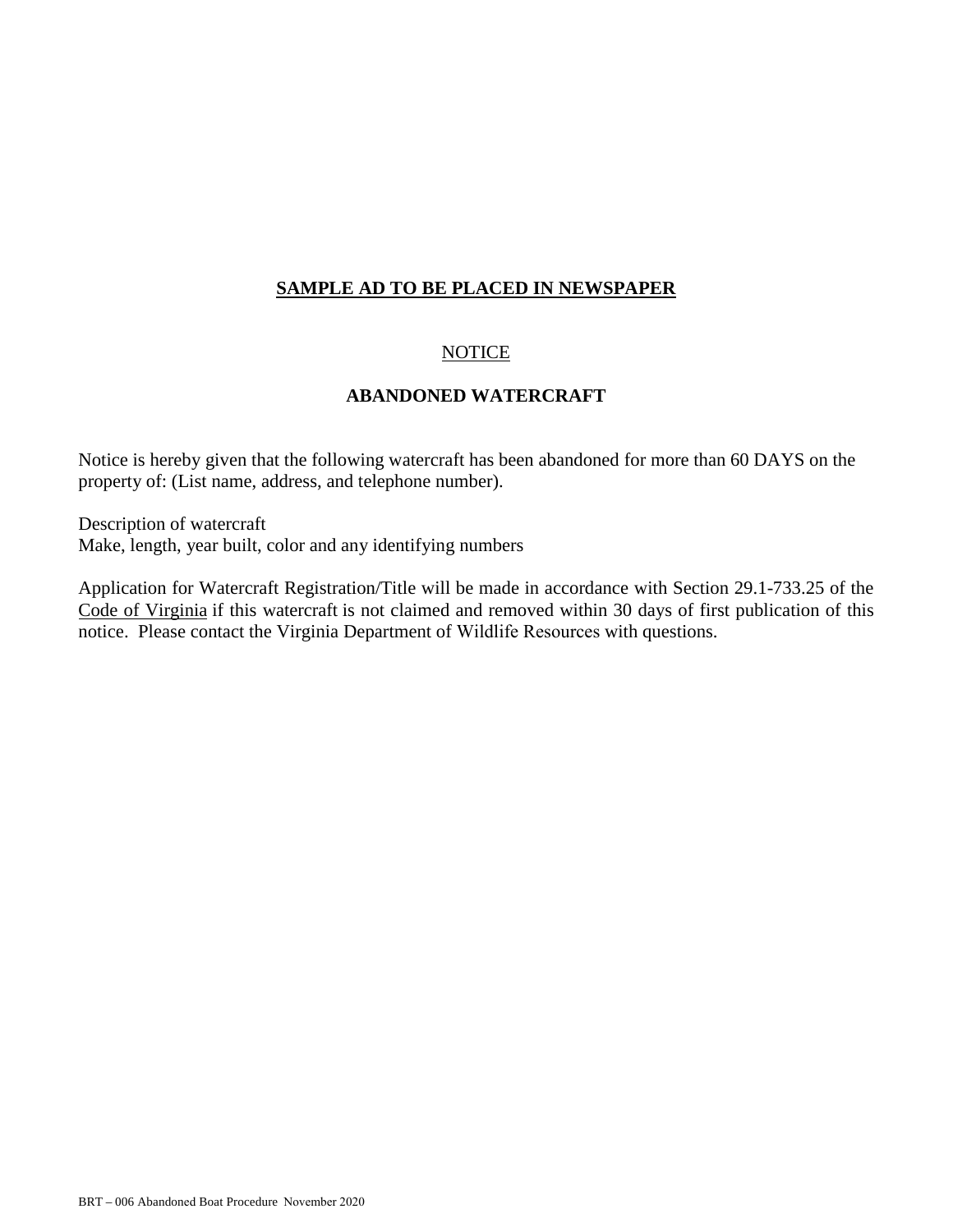## SAMPLE AD TO BE PLACED IN NEWSPAPER

NOTICE

**ABANDONED WATERCRAFT**

Notice is hereby given that the following watercraft has been abandoned for more than 60 DAYS on the property of: (List name, address, and telephone number).

Description of watercraft
Make, length, year built, color and any identifying numbers

Application for Watercraft Registration/Title will be made in accordance with Section 29.1-733.25 of the Code of Virginia if this watercraft is not claimed and removed within 30 days of first publication of this notice. Please contact the Virginia Department of Wildlife Resources with questions.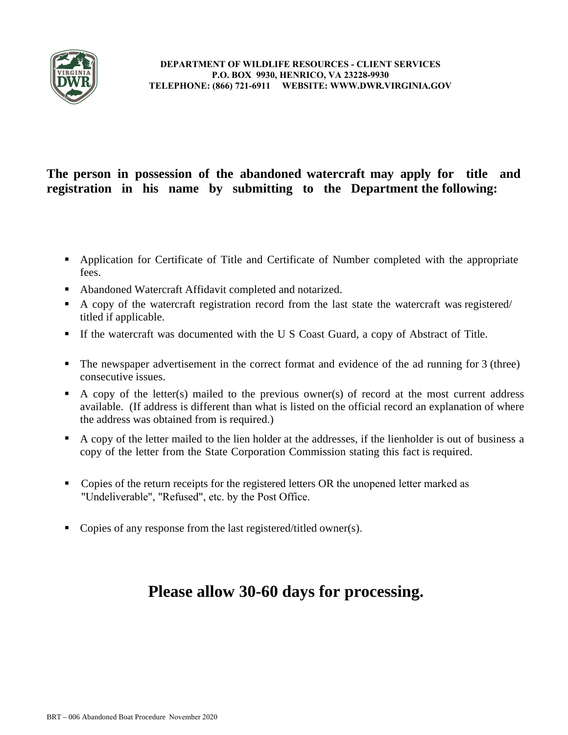**DEPARTMENT OF WILDLIFE RESOURCES - CLIENT SERVICES**
**P.O. BOX 9930, HENRICO, VA 23228-9930**
**TELEPHONE: (866) 721-6911 WEBSITE: WWW.DWR.VIRGINIA.GOV**

**The person in possession of the abandoned watercraft may apply for title and registration in his name by submitting to the Department the following:**

- Application for Certificate of Title and Certificate of Number completed with the appropriate fees.
- Abandoned Watercraft Affidavit completed and notarized.
- A copy of the watercraft registration record from the last state the watercraft was registered/ titled if applicable.
- If the watercraft was documented with the U S Coast Guard, a copy of Abstract of Title.
- The newspaper advertisement in the correct format and evidence of the ad running for 3 (three) consecutive issues.
- A copy of the letter(s) mailed to the previous owner(s) of record at the most current address available. (If address is different than what is listed on the official record an explanation of where the address was obtained from is required.)
- A copy of the letter mailed to the lien holder at the addresses, if the lienholder is out of business a copy of the letter from the State Corporation Commission stating this fact is required.
- Copies of the return receipts for the registered letters OR the unopened letter marked as "Undeliverable", "Refused", etc. by the Post Office.
- Copies of any response from the last registered/titled owner(s).

## Please allow 30-60 days for processing.

BRT – 006 Abandoned Boat Procedure November 2020